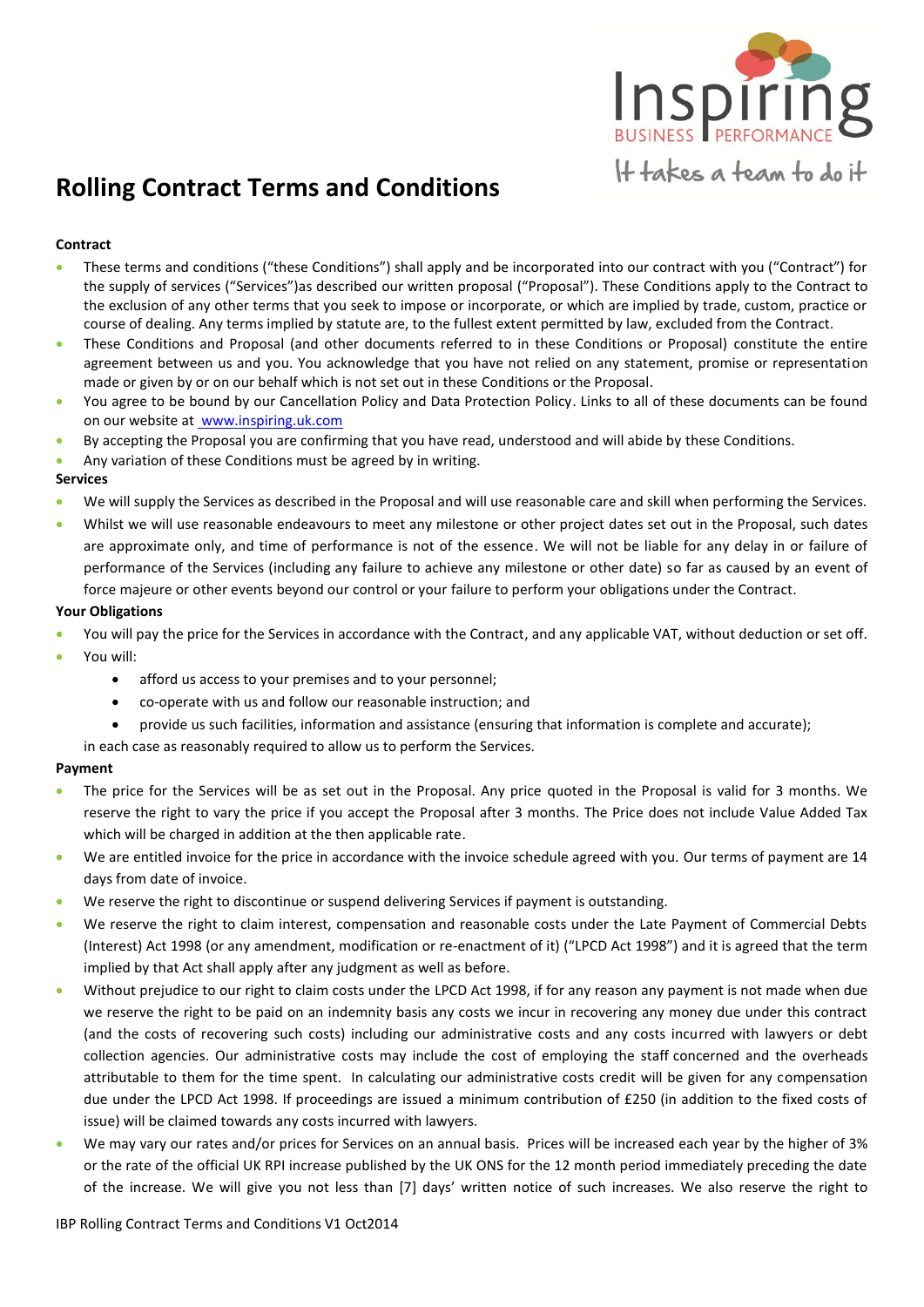Inspiring BUSINESS PERFORMANCE

It takes a team to do it

# Rolling Contract Terms and Conditions

**Contract**

- These terms and conditions ("these Conditions") shall apply and be incorporated into our contract with you ("Contract") for the supply of services ("Services")as described our written proposal ("Proposal"). These Conditions apply to the Contract to the exclusion of any other terms that you seek to impose or incorporate, or which are implied by trade, custom, practice or course of dealing. Any terms implied by statute are, to the fullest extent permitted by law, excluded from the Contract.
- These Conditions and Proposal (and other documents referred to in these Conditions or Proposal) constitute the entire agreement between us and you. You acknowledge that you have not relied on any statement, promise or representation made or given by or on our behalf which is not set out in these Conditions or the Proposal.
- You agree to be bound by our Cancellation Policy and Data Protection Policy. Links to all of these documents can be found on our website at www.inspiring.uk.com
- By accepting the Proposal you are confirming that you have read, understood and will abide by these Conditions.
- Any variation of these Conditions must be agreed by in writing.

**Services**

- We will supply the Services as described in the Proposal and will use reasonable care and skill when performing the Services.
- Whilst we will use reasonable endeavours to meet any milestone or other project dates set out in the Proposal, such dates are approximate only, and time of performance is not of the essence. We will not be liable for any delay in or failure of performance of the Services (including any failure to achieve any milestone or other date) so far as caused by an event of force majeure or other events beyond our control or your failure to perform your obligations under the Contract.

**Your Obligations**

- You will pay the price for the Services in accordance with the Contract, and any applicable VAT, without deduction or set off.
- You will:
  - afford us access to your premises and to your personnel;
  - co-operate with us and follow our reasonable instruction; and
  - provide us such facilities, information and assistance (ensuring that information is complete and accurate);

  in each case as reasonably required to allow us to perform the Services.

**Payment**

- The price for the Services will be as set out in the Proposal. Any price quoted in the Proposal is valid for 3 months. We reserve the right to vary the price if you accept the Proposal after 3 months. The Price does not include Value Added Tax which will be charged in addition at the then applicable rate.
- We are entitled invoice for the price in accordance with the invoice schedule agreed with you. Our terms of payment are 14 days from date of invoice.
- We reserve the right to discontinue or suspend delivering Services if payment is outstanding.
- We reserve the right to claim interest, compensation and reasonable costs under the Late Payment of Commercial Debts (Interest) Act 1998 (or any amendment, modification or re-enactment of it) ("LPCD Act 1998") and it is agreed that the term implied by that Act shall apply after any judgment as well as before.
- Without prejudice to our right to claim costs under the LPCD Act 1998, if for any reason any payment is not made when due we reserve the right to be paid on an indemnity basis any costs we incur in recovering any money due under this contract (and the costs of recovering such costs) including our administrative costs and any costs incurred with lawyers or debt collection agencies. Our administrative costs may include the cost of employing the staff concerned and the overheads attributable to them for the time spent. In calculating our administrative costs credit will be given for any compensation due under the LPCD Act 1998. If proceedings are issued a minimum contribution of £250 (in addition to the fixed costs of issue) will be claimed towards any costs incurred with lawyers.
- We may vary our rates and/or prices for Services on an annual basis. Prices will be increased each year by the higher of 3% or the rate of the official UK RPI increase published by the UK ONS for the 12 month period immediately preceding the date of the increase. We will give you not less than [7] days' written notice of such increases. We also reserve the right to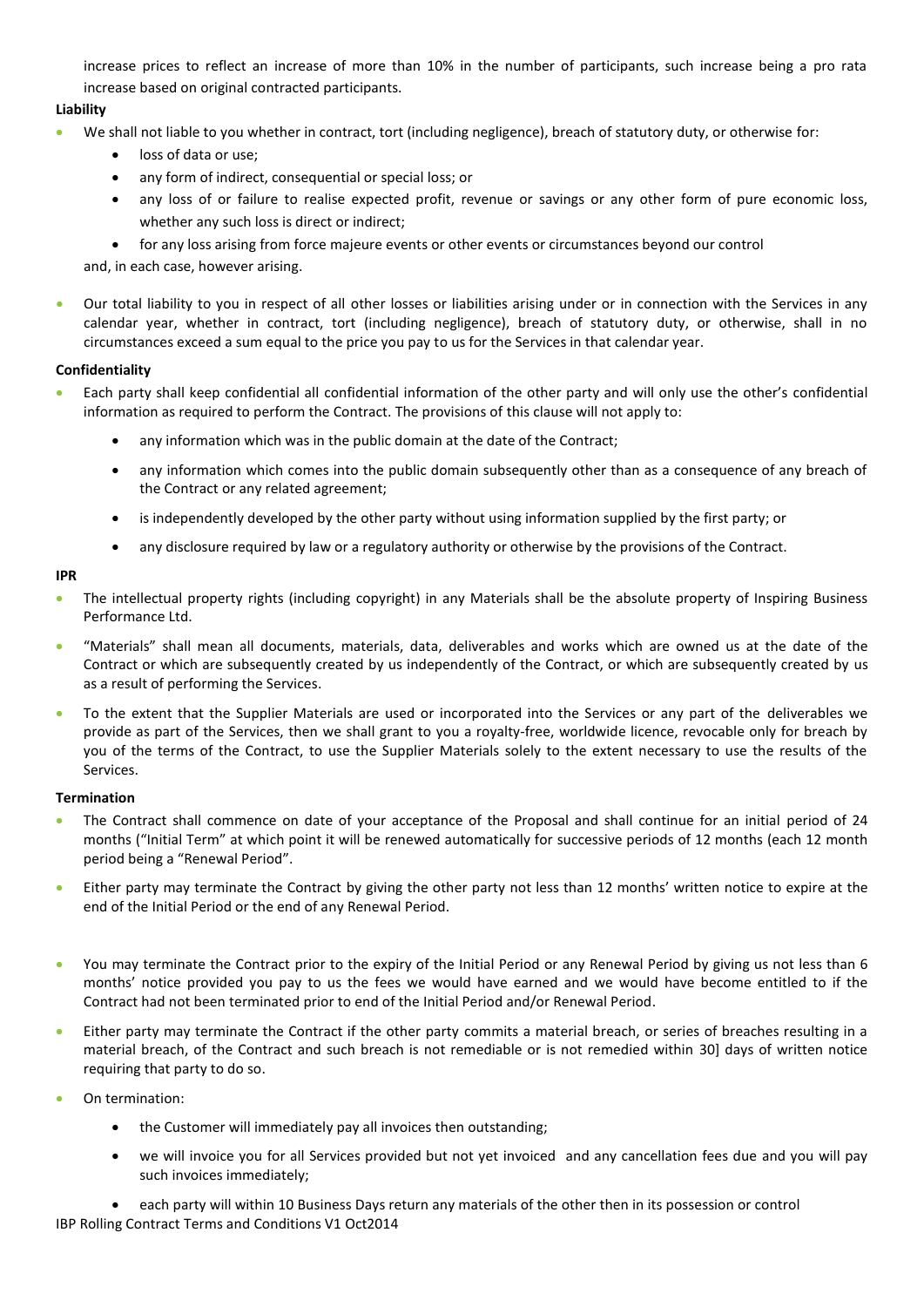increase prices to reflect an increase of more than 10% in the number of participants, such increase being a pro rata increase based on original contracted participants.

**Liability**

- We shall not liable to you whether in contract, tort (including negligence), breach of statutory duty, or otherwise for:
    - loss of data or use;
    - any form of indirect, consequential or special loss; or
    - any loss of or failure to realise expected profit, revenue or savings or any other form of pure economic loss, whether any such loss is direct or indirect;
    - for any loss arising from force majeure events or other events or circumstances beyond our control

  and, in each case, however arising.

- Our total liability to you in respect of all other losses or liabilities arising under or in connection with the Services in any calendar year, whether in contract, tort (including negligence), breach of statutory duty, or otherwise, shall in no circumstances exceed a sum equal to the price you pay to us for the Services in that calendar year.

**Confidentiality**

- Each party shall keep confidential all confidential information of the other party and will only use the other's confidential information as required to perform the Contract. The provisions of this clause will not apply to:
    - any information which was in the public domain at the date of the Contract;
    - any information which comes into the public domain subsequently other than as a consequence of any breach of the Contract or any related agreement;
    - is independently developed by the other party without using information supplied by the first party; or
    - any disclosure required by law or a regulatory authority or otherwise by the provisions of the Contract.

**IPR**

- The intellectual property rights (including copyright) in any Materials shall be the absolute property of Inspiring Business Performance Ltd.
- "Materials" shall mean all documents, materials, data, deliverables and works which are owned us at the date of the Contract or which are subsequently created by us independently of the Contract, or which are subsequently created by us as a result of performing the Services.
- To the extent that the Supplier Materials are used or incorporated into the Services or any part of the deliverables we provide as part of the Services, then we shall grant to you a royalty-free, worldwide licence, revocable only for breach by you of the terms of the Contract, to use the Supplier Materials solely to the extent necessary to use the results of the Services.

**Termination**

- The Contract shall commence on date of your acceptance of the Proposal and shall continue for an initial period of 24 months ("Initial Term" at which point it will be renewed automatically for successive periods of 12 months (each 12 month period being a "Renewal Period".
- Either party may terminate the Contract by giving the other party not less than 12 months' written notice to expire at the end of the Initial Period or the end of any Renewal Period.
- You may terminate the Contract prior to the expiry of the Initial Period or any Renewal Period by giving us not less than 6 months' notice provided you pay to us the fees we would have earned and we would have become entitled to if the Contract had not been terminated prior to end of the Initial Period and/or Renewal Period.
- Either party may terminate the Contract if the other party commits a material breach, or series of breaches resulting in a material breach, of the Contract and such breach is not remediable or is not remedied within 30] days of written notice requiring that party to do so.
- On termination:
    - the Customer will immediately pay all invoices then outstanding;
    - we will invoice you for all Services provided but not yet invoiced and any cancellation fees due and you will pay such invoices immediately;
    - each party will within 10 Business Days return any materials of the other then in its possession or control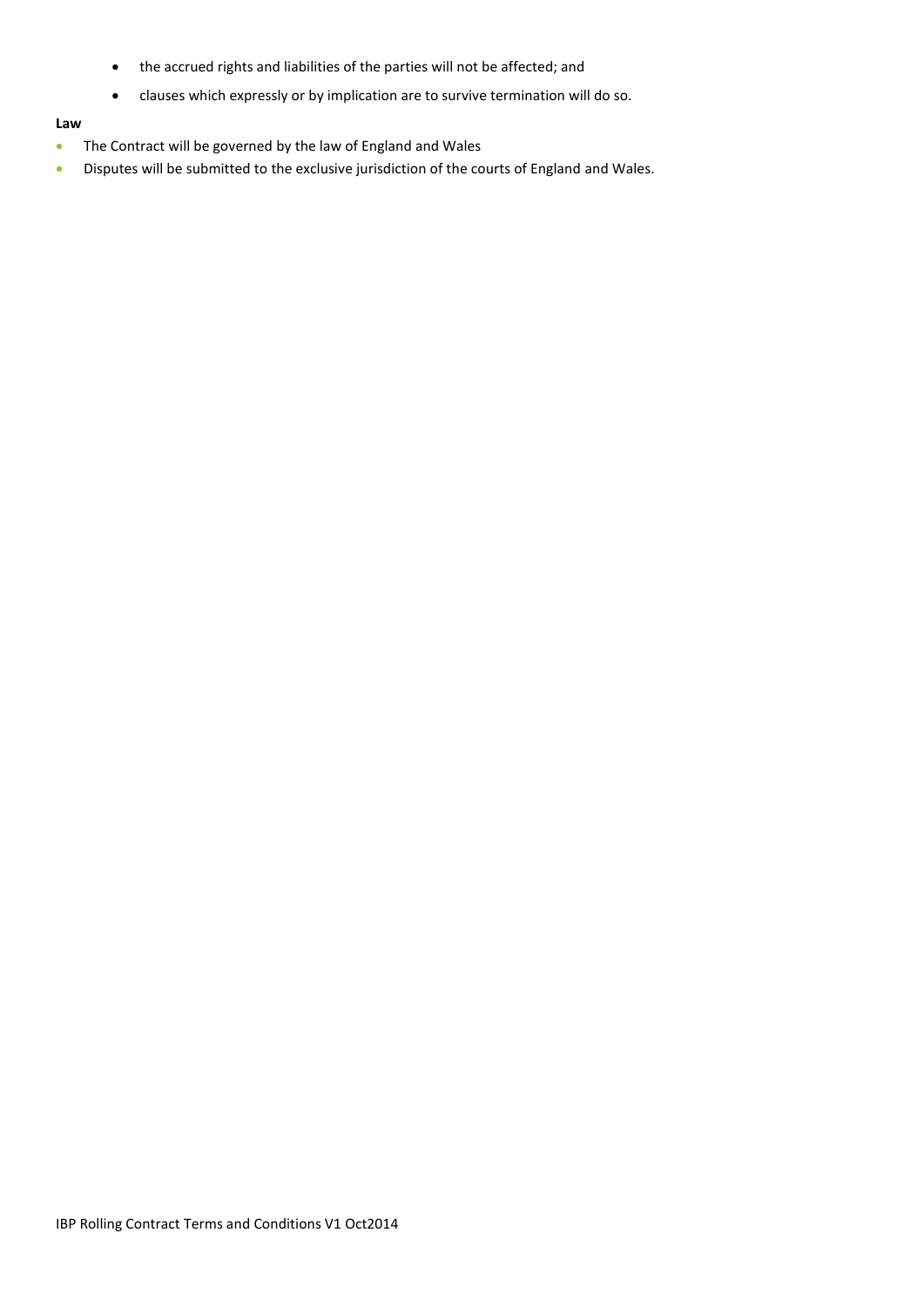- the accrued rights and liabilities of the parties will not be affected; and
- clauses which expressly or by implication are to survive termination will do so.

**Law**

- The Contract will be governed by the law of England and Wales
- Disputes will be submitted to the exclusive jurisdiction of the courts of England and Wales.